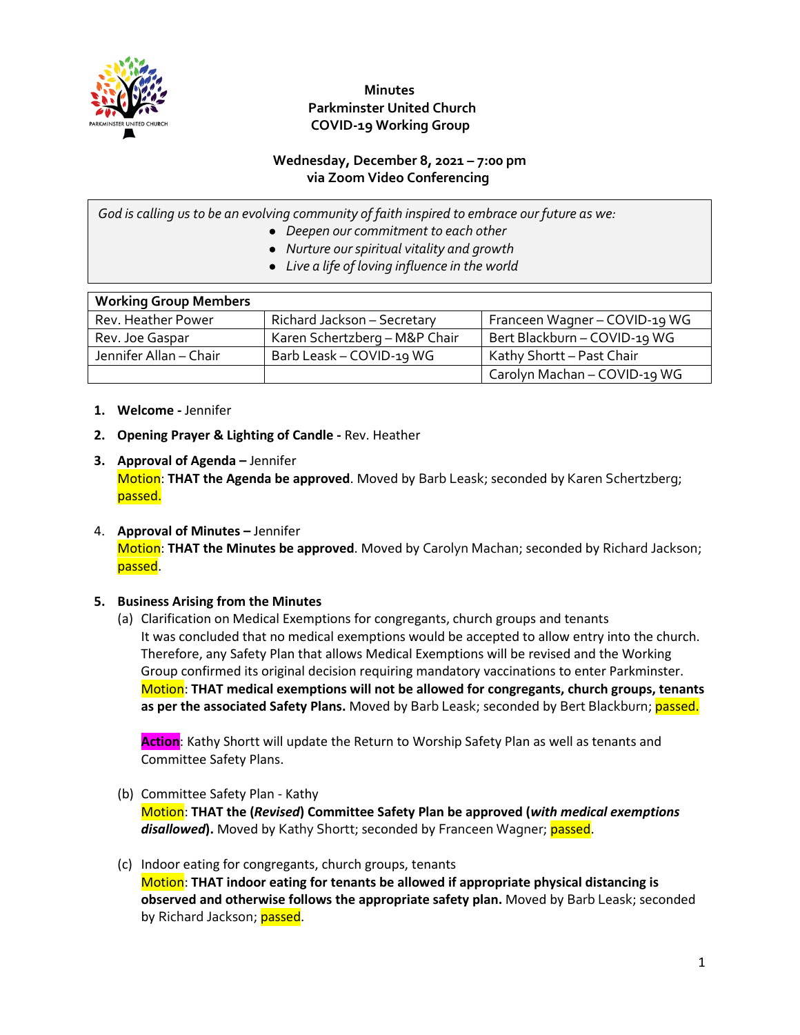# Minutes
## Parkminster United Church
## COVID-19 Working Group

**Wednesday, December 8, 2021 – 7:00 pm**
**via Zoom Video Conferencing**

*God is calling us to be an evolving community of faith inspired to embrace our future as we:*

- *Deepen our commitment to each other*
- *Nurture our spiritual vitality and growth*
- *Live a life of loving influence in the world*

| Working Group Members | | |
|---|---|---|
| Rev. Heather Power | Richard Jackson – Secretary | Franceen Wagner – COVID-19 WG |
| Rev. Joe Gaspar | Karen Schertzberg – M&P Chair | Bert Blackburn – COVID-19 WG |
| Jennifer Allan – Chair | Barb Leask – COVID-19 WG | Kathy Shortt – Past Chair |
| | | Carolyn Machan – COVID-19 WG |

1. **Welcome -** Jennifer

2. **Opening Prayer & Lighting of Candle -** Rev. Heather

3. **Approval of Agenda –** Jennifer
   Motion: **THAT the Agenda be approved**. Moved by Barb Leask; seconded by Karen Schertzberg; passed.

4. **Approval of Minutes –** Jennifer
   Motion: **THAT the Minutes be approved**. Moved by Carolyn Machan; seconded by Richard Jackson; passed.

5. **Business Arising from the Minutes**

   (a) Clarification on Medical Exemptions for congregants, church groups and tenants
   It was concluded that no medical exemptions would be accepted to allow entry into the church. Therefore, any Safety Plan that allows Medical Exemptions will be revised and the Working Group confirmed its original decision requiring mandatory vaccinations to enter Parkminster.
   Motion: **THAT medical exemptions will not be allowed for congregants, church groups, tenants as per the associated Safety Plans.** Moved by Barb Leask; seconded by Bert Blackburn; passed.

   **Action**: Kathy Shortt will update the Return to Worship Safety Plan as well as tenants and Committee Safety Plans.

   (b) Committee Safety Plan - Kathy
   Motion: **THAT the (*Revised*) Committee Safety Plan be approved (*with medical exemptions disallowed*).** Moved by Kathy Shortt; seconded by Franceen Wagner; passed.

   (c) Indoor eating for congregants, church groups, tenants
   Motion: **THAT indoor eating for tenants be allowed if appropriate physical distancing is observed and otherwise follows the appropriate safety plan.** Moved by Barb Leask; seconded by Richard Jackson; passed.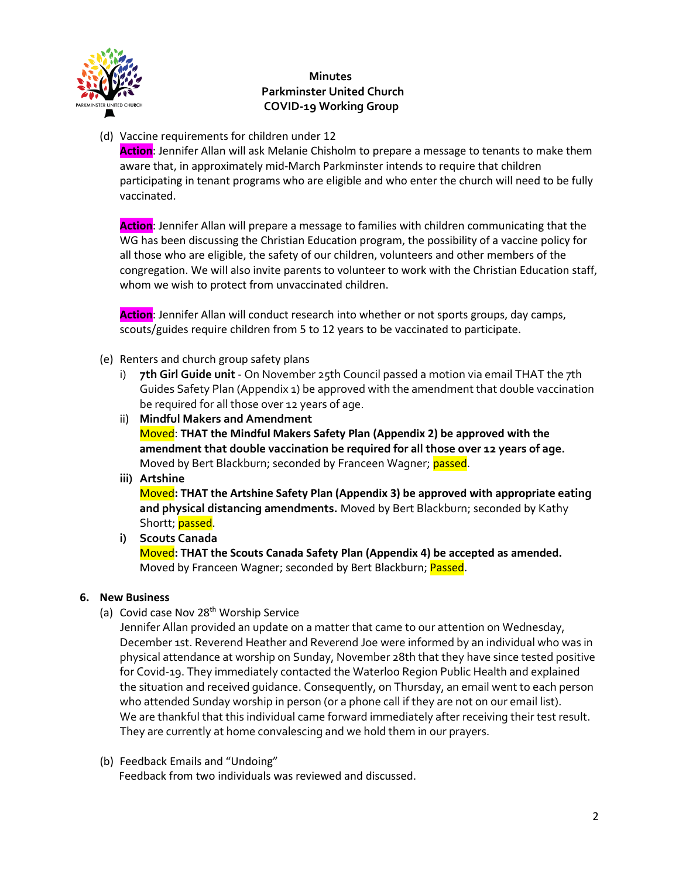(d) Vaccine requirements for children under 12

**Action**: Jennifer Allan will ask Melanie Chisholm to prepare a message to tenants to make them aware that, in approximately mid-March Parkminster intends to require that children participating in tenant programs who are eligible and who enter the church will need to be fully vaccinated.

**Action**: Jennifer Allan will prepare a message to families with children communicating that the WG has been discussing the Christian Education program, the possibility of a vaccine policy for all those who are eligible, the safety of our children, volunteers and other members of the congregation. We will also invite parents to volunteer to work with the Christian Education staff, whom we wish to protect from unvaccinated children.

**Action**: Jennifer Allan will conduct research into whether or not sports groups, day camps, scouts/guides require children from 5 to 12 years to be vaccinated to participate.

(e) Renters and church group safety plans

i) **7th Girl Guide unit** - On November 25th Council passed a motion via email THAT the 7th Guides Safety Plan (Appendix 1) be approved with the amendment that double vaccination be required for all those over 12 years of age.

ii) **Mindful Makers and Amendment**
Moved: **THAT the Mindful Makers Safety Plan (Appendix 2) be approved with the amendment that double vaccination be required for all those over 12 years of age.** Moved by Bert Blackburn; seconded by Franceen Wagner; passed.

**iii) Artshine**
Moved**: THAT the Artshine Safety Plan (Appendix 3) be approved with appropriate eating and physical distancing amendments.** Moved by Bert Blackburn; seconded by Kathy Shortt; passed.

**i) Scouts Canada**
Moved**: THAT the Scouts Canada Safety Plan (Appendix 4) be accepted as amended.** Moved by Franceen Wagner; seconded by Bert Blackburn; Passed.

**6. New Business**

(a) Covid case Nov 28th Worship Service

Jennifer Allan provided an update on a matter that came to our attention on Wednesday, December 1st. Reverend Heather and Reverend Joe were informed by an individual who was in physical attendance at worship on Sunday, November 28th that they have since tested positive for Covid-19. They immediately contacted the Waterloo Region Public Health and explained the situation and received guidance. Consequently, on Thursday, an email went to each person who attended Sunday worship in person (or a phone call if they are not on our email list). We are thankful that this individual came forward immediately after receiving their test result. They are currently at home convalescing and we hold them in our prayers.

(b) Feedback Emails and "Undoing"

Feedback from two individuals was reviewed and discussed.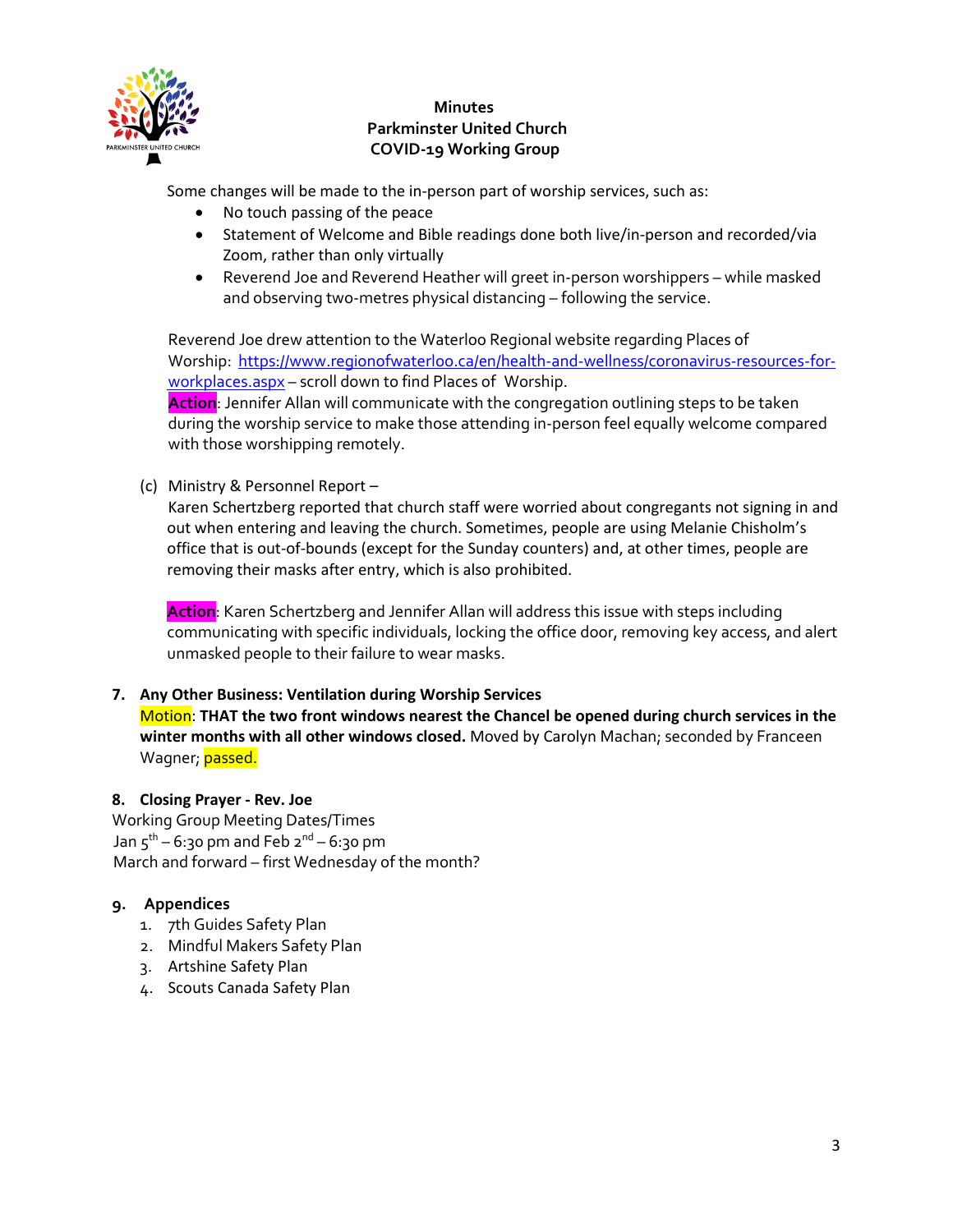Some changes will be made to the in-person part of worship services, such as:

- No touch passing of the peace
- Statement of Welcome and Bible readings done both live/in-person and recorded/via Zoom, rather than only virtually
- Reverend Joe and Reverend Heather will greet in-person worshippers – while masked and observing two-metres physical distancing – following the service.

Reverend Joe drew attention to the Waterloo Regional website regarding Places of Worship: [https://www.regionofwaterloo.ca/en/health-and-wellness/coronavirus-resources-for-workplaces.aspx](https://www.regionofwaterloo.ca/en/health-and-wellness/coronavirus-resources-for-workplaces.aspx) – scroll down to find Places of Worship.
**Action**: Jennifer Allan will communicate with the congregation outlining steps to be taken during the worship service to make those attending in-person feel equally welcome compared with those worshipping remotely.

(c) Ministry & Personnel Report –
Karen Schertzberg reported that church staff were worried about congregants not signing in and out when entering and leaving the church. Sometimes, people are using Melanie Chisholm's office that is out-of-bounds (except for the Sunday counters) and, at other times, people are removing their masks after entry, which is also prohibited.

**Action**: Karen Schertzberg and Jennifer Allan will address this issue with steps including communicating with specific individuals, locking the office door, removing key access, and alert unmasked people to their failure to wear masks.

**7. Any Other Business: Ventilation during Worship Services**
Motion: **THAT the two front windows nearest the Chancel be opened during church services in the winter months with all other windows closed.** Moved by Carolyn Machan; seconded by Franceen Wagner; passed.

**8. Closing Prayer - Rev. Joe**
Working Group Meeting Dates/Times
Jan 5th – 6:30 pm and Feb 2nd – 6:30 pm
March and forward – first Wednesday of the month?

**9. Appendices**

1. 7th Guides Safety Plan
2. Mindful Makers Safety Plan
3. Artshine Safety Plan
4. Scouts Canada Safety Plan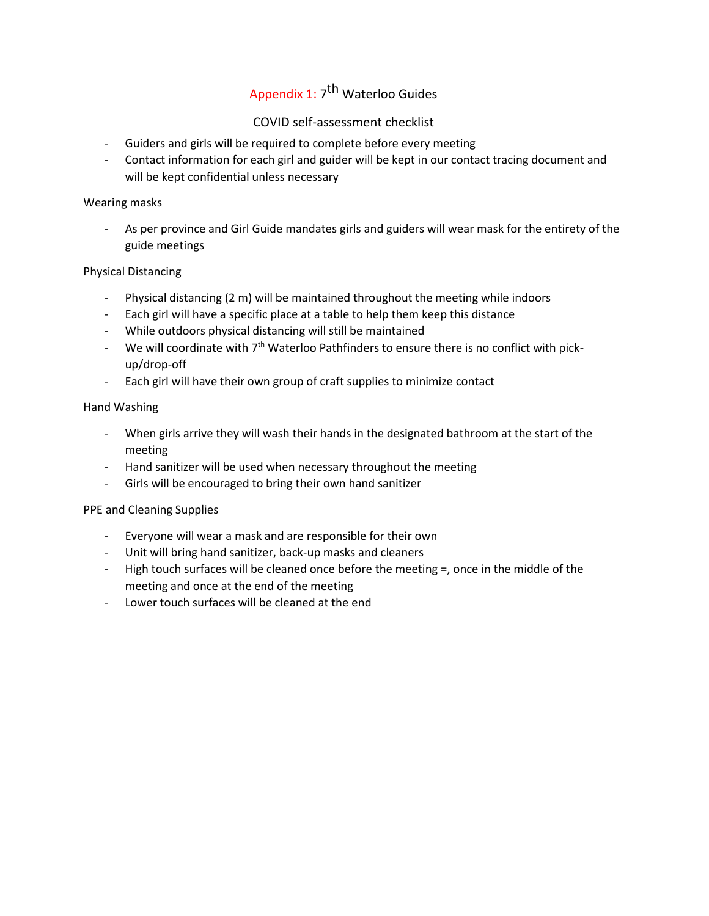# Appendix 1: 7th Waterloo Guides

## COVID self-assessment checklist

- Guiders and girls will be required to complete before every meeting
- Contact information for each girl and guider will be kept in our contact tracing document and will be kept confidential unless necessary

### Wearing masks

- As per province and Girl Guide mandates girls and guiders will wear mask for the entirety of the guide meetings

### Physical Distancing

- Physical distancing (2 m) will be maintained throughout the meeting while indoors
- Each girl will have a specific place at a table to help them keep this distance
- While outdoors physical distancing will still be maintained
- We will coordinate with 7th Waterloo Pathfinders to ensure there is no conflict with pick-up/drop-off
- Each girl will have their own group of craft supplies to minimize contact

### Hand Washing

- When girls arrive they will wash their hands in the designated bathroom at the start of the meeting
- Hand sanitizer will be used when necessary throughout the meeting
- Girls will be encouraged to bring their own hand sanitizer

### PPE and Cleaning Supplies

- Everyone will wear a mask and are responsible for their own
- Unit will bring hand sanitizer, back-up masks and cleaners
- High touch surfaces will be cleaned once before the meeting =, once in the middle of the meeting and once at the end of the meeting
- Lower touch surfaces will be cleaned at the end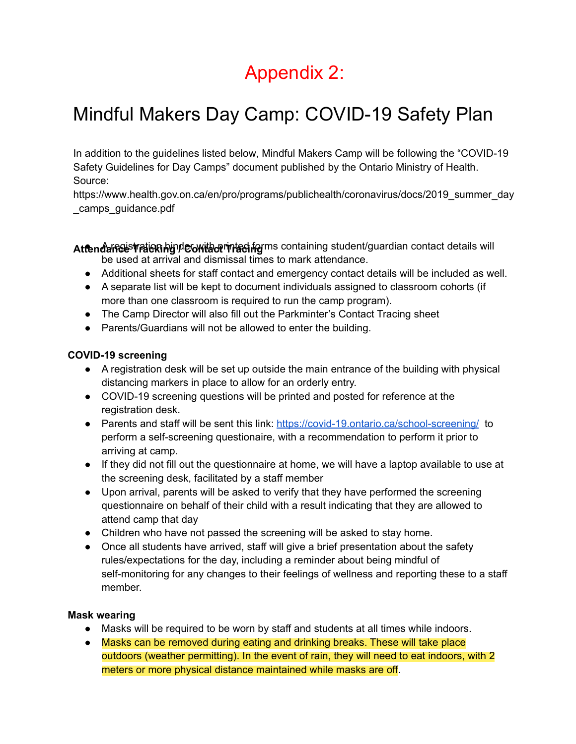# Appendix 2:

## Mindful Makers Day Camp: COVID-19 Safety Plan

In addition to the guidelines listed below, Mindful Makers Camp will be following the "COVID-19 Safety Guidelines for Day Camps" document published by the Ontario Ministry of Health. Source: https://www.health.gov.on.ca/en/pro/programs/publichealth/coronavirus/docs/2019_summer_day_camps_guidance.pdf

**Attendance Tracking / Contact Tracing**

- A registration binder with printed forms containing student/guardian contact details will be used at arrival and dismissal times to mark attendance.
- Additional sheets for staff contact and emergency contact details will be included as well.
- A separate list will be kept to document individuals assigned to classroom cohorts (if more than one classroom is required to run the camp program).
- The Camp Director will also fill out the Parkminter's Contact Tracing sheet
- Parents/Guardians will not be allowed to enter the building.

**COVID-19 screening**

- A registration desk will be set up outside the main entrance of the building with physical distancing markers in place to allow for an orderly entry.
- COVID-19 screening questions will be printed and posted for reference at the registration desk.
- Parents and staff will be sent this link: https://covid-19.ontario.ca/school-screening/ to perform a self-screening questionaire, with a recommendation to perform it prior to arriving at camp.
- If they did not fill out the questionnaire at home, we will have a laptop available to use at the screening desk, facilitated by a staff member
- Upon arrival, parents will be asked to verify that they have performed the screening questionnaire on behalf of their child with a result indicating that they are allowed to attend camp that day
- Children who have not passed the screening will be asked to stay home.
- Once all students have arrived, staff will give a brief presentation about the safety rules/expectations for the day, including a reminder about being mindful of self-monitoring for any changes to their feelings of wellness and reporting these to a staff member.

**Mask wearing**

- Masks will be required to be worn by staff and students at all times while indoors.
- Masks can be removed during eating and drinking breaks. These will take place outdoors (weather permitting). In the event of rain, they will need to eat indoors, with 2 meters or more physical distance maintained while masks are off.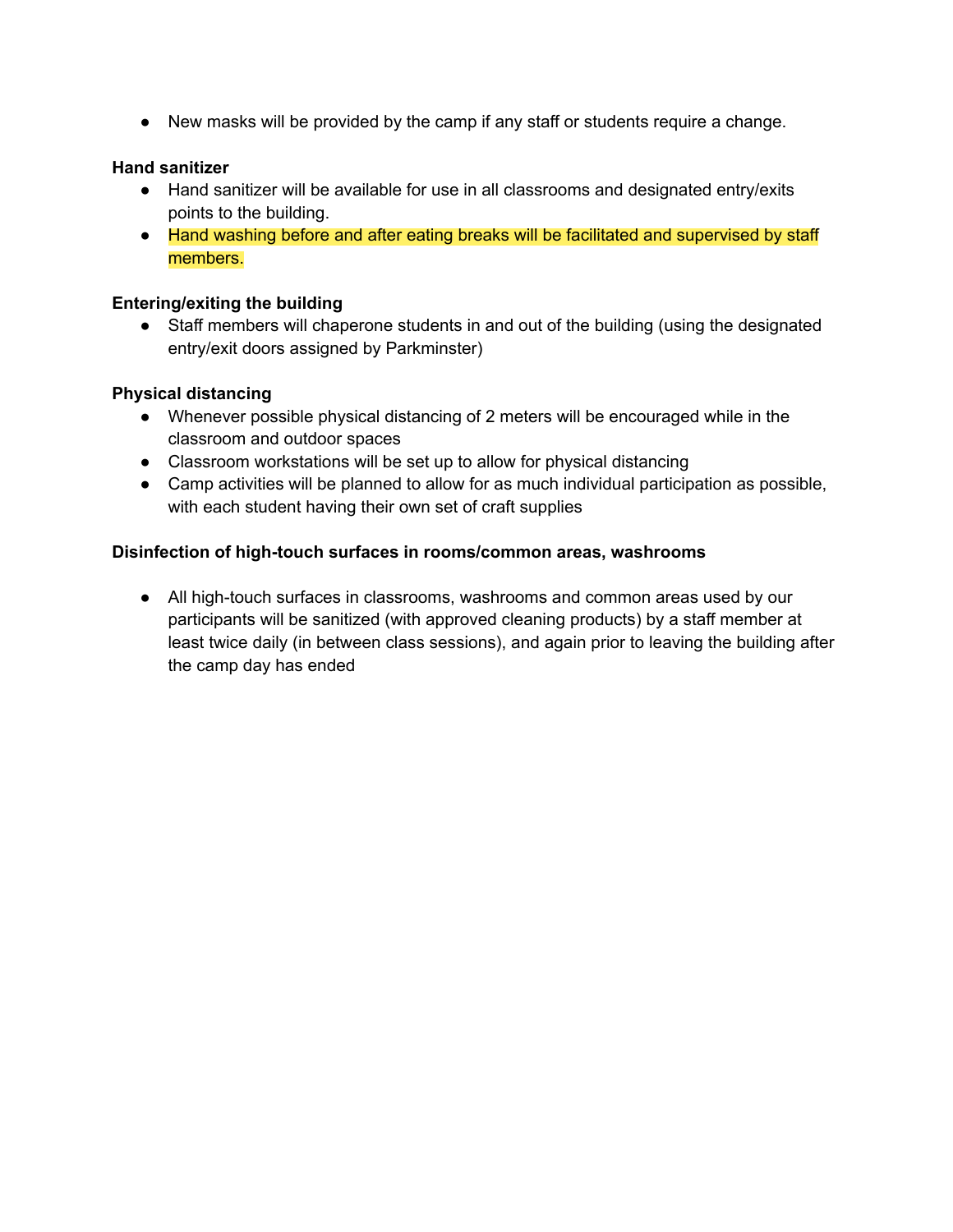- New masks will be provided by the camp if any staff or students require a change.

**Hand sanitizer**

- Hand sanitizer will be available for use in all classrooms and designated entry/exits points to the building.
- Hand washing before and after eating breaks will be facilitated and supervised by staff members.

**Entering/exiting the building**

- Staff members will chaperone students in and out of the building (using the designated entry/exit doors assigned by Parkminster)

**Physical distancing**

- Whenever possible physical distancing of 2 meters will be encouraged while in the classroom and outdoor spaces
- Classroom workstations will be set up to allow for physical distancing
- Camp activities will be planned to allow for as much individual participation as possible, with each student having their own set of craft supplies

**Disinfection of high-touch surfaces in rooms/common areas, washrooms**

- All high-touch surfaces in classrooms, washrooms and common areas used by our participants will be sanitized (with approved cleaning products) by a staff member at least twice daily (in between class sessions), and again prior to leaving the building after the camp day has ended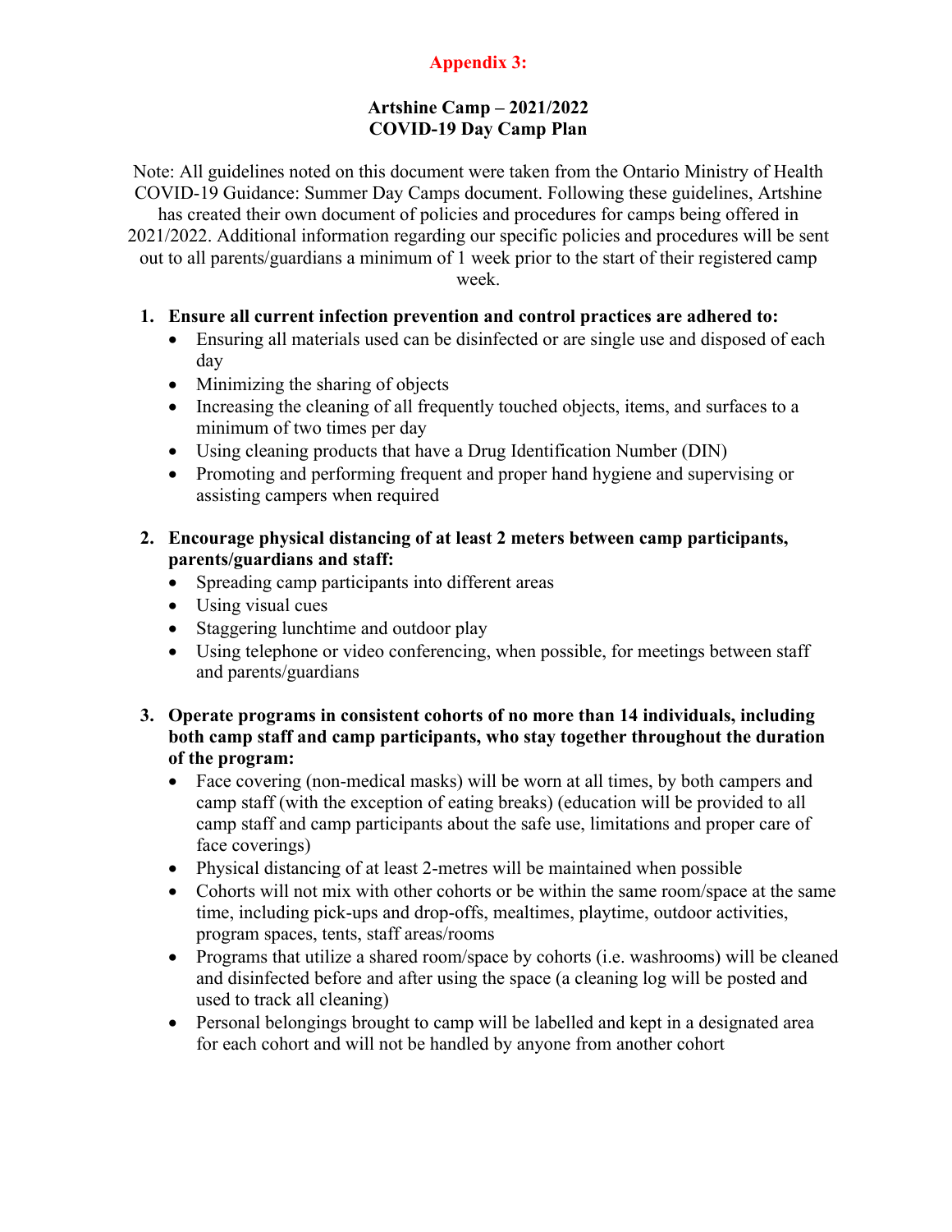## Appendix 3:

### Artshine Camp – 2021/2022
### COVID-19 Day Camp Plan

Note: All guidelines noted on this document were taken from the Ontario Ministry of Health COVID-19 Guidance: Summer Day Camps document. Following these guidelines, Artshine has created their own document of policies and procedures for camps being offered in 2021/2022. Additional information regarding our specific policies and procedures will be sent out to all parents/guardians a minimum of 1 week prior to the start of their registered camp week.

1. **Ensure all current infection prevention and control practices are adhered to:**
   - Ensuring all materials used can be disinfected or are single use and disposed of each day
   - Minimizing the sharing of objects
   - Increasing the cleaning of all frequently touched objects, items, and surfaces to a minimum of two times per day
   - Using cleaning products that have a Drug Identification Number (DIN)
   - Promoting and performing frequent and proper hand hygiene and supervising or assisting campers when required

2. **Encourage physical distancing of at least 2 meters between camp participants, parents/guardians and staff:**
   - Spreading camp participants into different areas
   - Using visual cues
   - Staggering lunchtime and outdoor play
   - Using telephone or video conferencing, when possible, for meetings between staff and parents/guardians

3. **Operate programs in consistent cohorts of no more than 14 individuals, including both camp staff and camp participants, who stay together throughout the duration of the program:**
   - Face covering (non-medical masks) will be worn at all times, by both campers and camp staff (with the exception of eating breaks) (education will be provided to all camp staff and camp participants about the safe use, limitations and proper care of face coverings)
   - Physical distancing of at least 2-metres will be maintained when possible
   - Cohorts will not mix with other cohorts or be within the same room/space at the same time, including pick-ups and drop-offs, mealtimes, playtime, outdoor activities, program spaces, tents, staff areas/rooms
   - Programs that utilize a shared room/space by cohorts (i.e. washrooms) will be cleaned and disinfected before and after using the space (a cleaning log will be posted and used to track all cleaning)
   - Personal belongings brought to camp will be labelled and kept in a designated area for each cohort and will not be handled by anyone from another cohort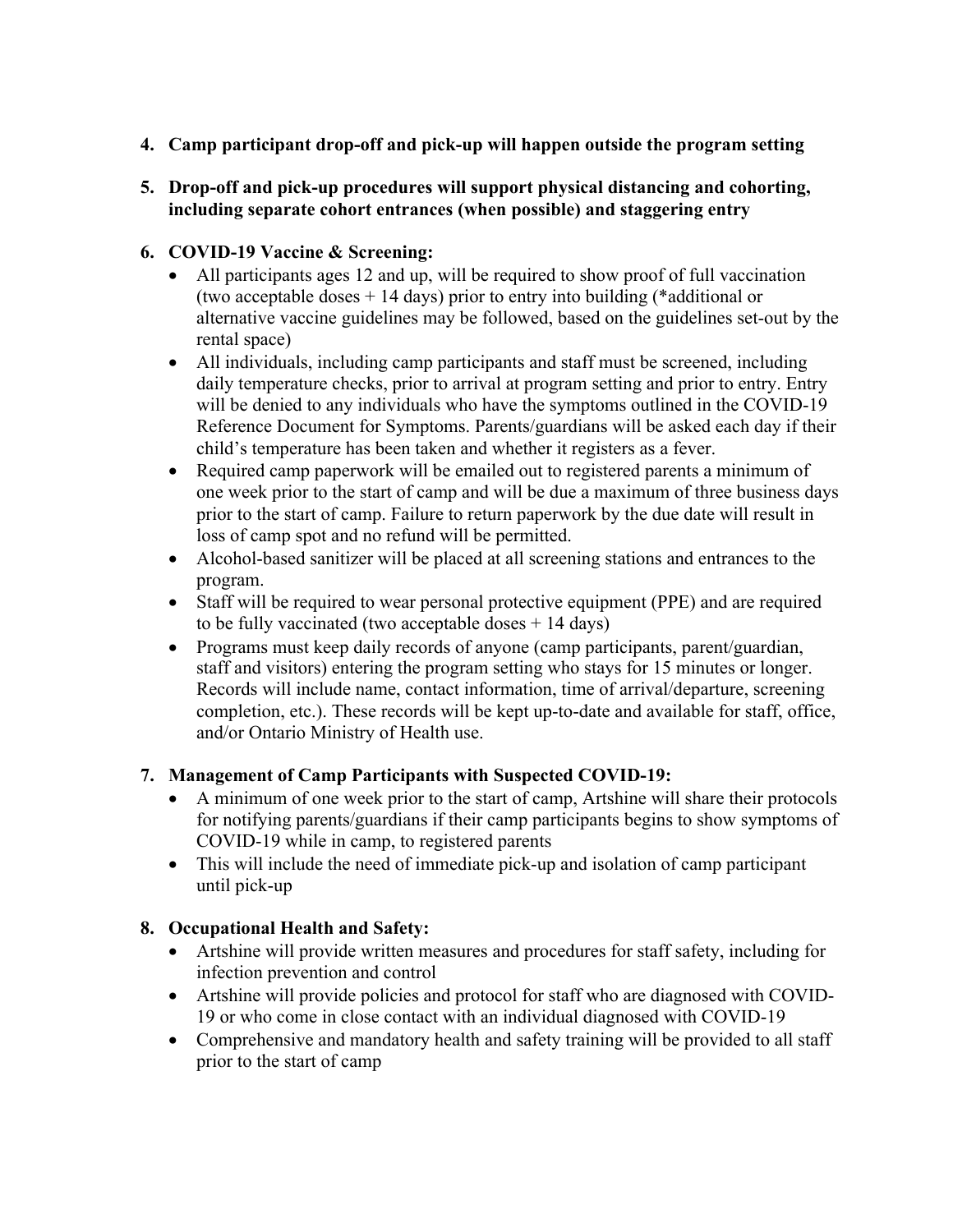4. **Camp participant drop-off and pick-up will happen outside the program setting**

5. **Drop-off and pick-up procedures will support physical distancing and cohorting, including separate cohort entrances (when possible) and staggering entry**

6. **COVID-19 Vaccine & Screening:**
   - All participants ages 12 and up, will be required to show proof of full vaccination (two acceptable doses + 14 days) prior to entry into building (*additional or alternative vaccine guidelines may be followed, based on the guidelines set-out by the rental space)
   - All individuals, including camp participants and staff must be screened, including daily temperature checks, prior to arrival at program setting and prior to entry. Entry will be denied to any individuals who have the symptoms outlined in the COVID-19 Reference Document for Symptoms. Parents/guardians will be asked each day if their child's temperature has been taken and whether it registers as a fever.
   - Required camp paperwork will be emailed out to registered parents a minimum of one week prior to the start of camp and will be due a maximum of three business days prior to the start of camp. Failure to return paperwork by the due date will result in loss of camp spot and no refund will be permitted.
   - Alcohol-based sanitizer will be placed at all screening stations and entrances to the program.
   - Staff will be required to wear personal protective equipment (PPE) and are required to be fully vaccinated (two acceptable doses + 14 days)
   - Programs must keep daily records of anyone (camp participants, parent/guardian, staff and visitors) entering the program setting who stays for 15 minutes or longer. Records will include name, contact information, time of arrival/departure, screening completion, etc.). These records will be kept up-to-date and available for staff, office, and/or Ontario Ministry of Health use.

7. **Management of Camp Participants with Suspected COVID-19:**
   - A minimum of one week prior to the start of camp, Artshine will share their protocols for notifying parents/guardians if their camp participants begins to show symptoms of COVID-19 while in camp, to registered parents
   - This will include the need of immediate pick-up and isolation of camp participant until pick-up

8. **Occupational Health and Safety:**
   - Artshine will provide written measures and procedures for staff safety, including for infection prevention and control
   - Artshine will provide policies and protocol for staff who are diagnosed with COVID-19 or who come in close contact with an individual diagnosed with COVID-19
   - Comprehensive and mandatory health and safety training will be provided to all staff prior to the start of camp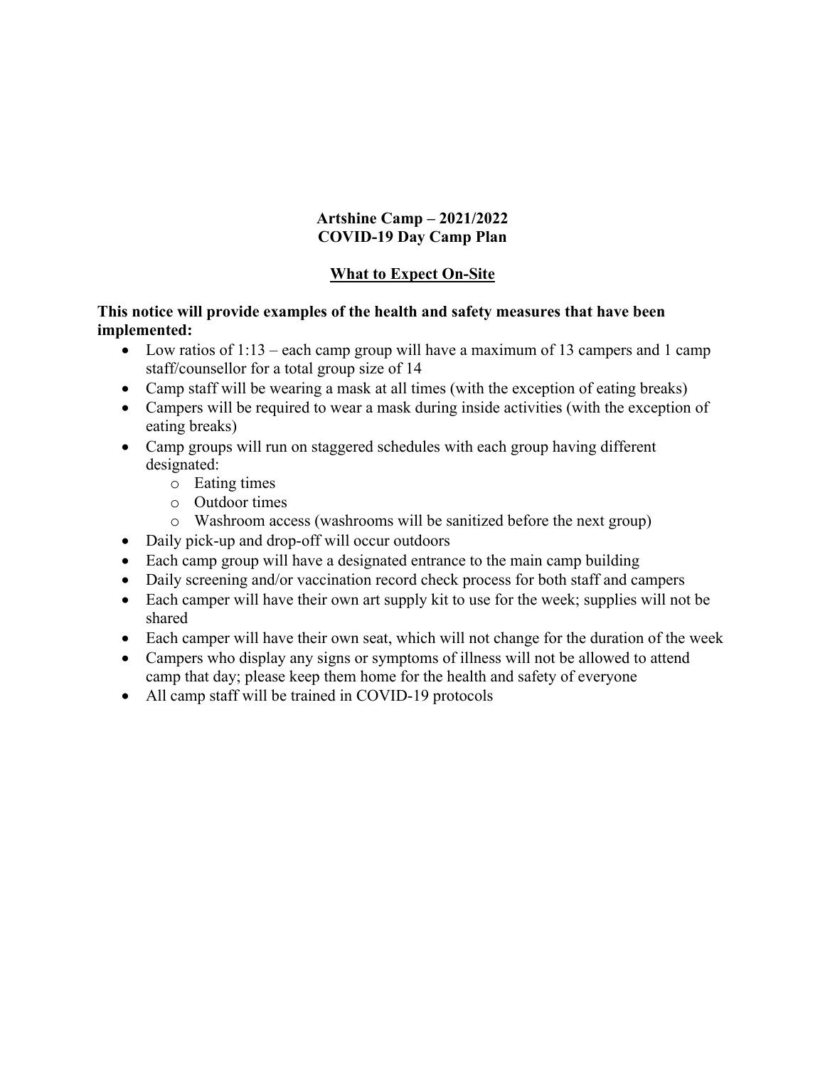**Artshine Camp – 2021/2022**
**COVID-19 Day Camp Plan**

**What to Expect On-Site**

**This notice will provide examples of the health and safety measures that have been implemented:**

- Low ratios of 1:13 – each camp group will have a maximum of 13 campers and 1 camp staff/counsellor for a total group size of 14
- Camp staff will be wearing a mask at all times (with the exception of eating breaks)
- Campers will be required to wear a mask during inside activities (with the exception of eating breaks)
- Camp groups will run on staggered schedules with each group having different designated:
  - Eating times
  - Outdoor times
  - Washroom access (washrooms will be sanitized before the next group)
- Daily pick-up and drop-off will occur outdoors
- Each camp group will have a designated entrance to the main camp building
- Daily screening and/or vaccination record check process for both staff and campers
- Each camper will have their own art supply kit to use for the week; supplies will not be shared
- Each camper will have their own seat, which will not change for the duration of the week
- Campers who display any signs or symptoms of illness will not be allowed to attend camp that day; please keep them home for the health and safety of everyone
- All camp staff will be trained in COVID-19 protocols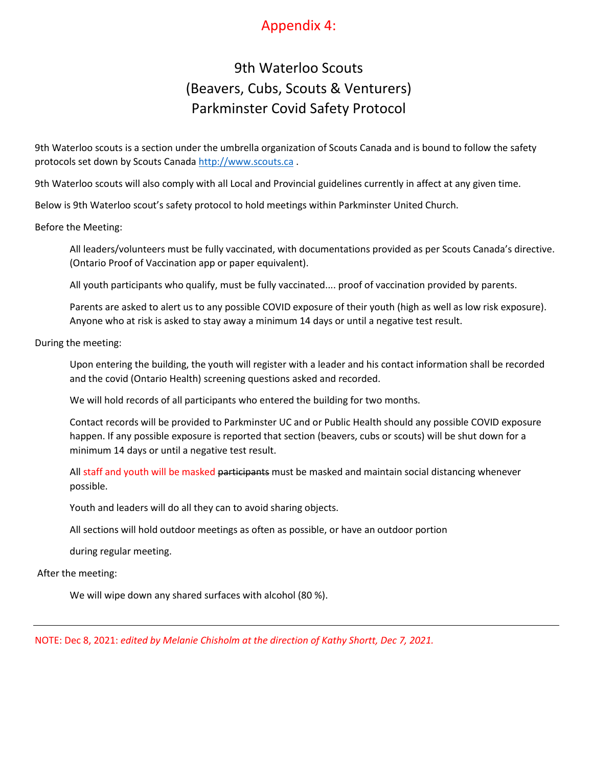# Appendix 4:

## 9th Waterloo Scouts
## (Beavers, Cubs, Scouts & Venturers)
## Parkminster Covid Safety Protocol

9th Waterloo scouts is a section under the umbrella organization of Scouts Canada and is bound to follow the safety protocols set down by Scouts Canada http://www.scouts.ca .

9th Waterloo scouts will also comply with all Local and Provincial guidelines currently in affect at any given time.

Below is 9th Waterloo scout's safety protocol to hold meetings within Parkminster United Church.

Before the Meeting:

> All leaders/volunteers must be fully vaccinated, with documentations provided as per Scouts Canada's directive. (Ontario Proof of Vaccination app or paper equivalent).
>
> All youth participants who qualify, must be fully vaccinated.... proof of vaccination provided by parents.
>
> Parents are asked to alert us to any possible COVID exposure of their youth (high as well as low risk exposure). Anyone who at risk is asked to stay away a minimum 14 days or until a negative test result.

During the meeting:

> Upon entering the building, the youth will register with a leader and his contact information shall be recorded and the covid (Ontario Health) screening questions asked and recorded.
>
> We will hold records of all participants who entered the building for two months.
>
> Contact records will be provided to Parkminster UC and or Public Health should any possible COVID exposure happen. If any possible exposure is reported that section (beavers, cubs or scouts) will be shut down for a minimum 14 days or until a negative test result.
>
> All staff and youth will be masked ~~participants~~ must be masked and maintain social distancing whenever possible.
>
> Youth and leaders will do all they can to avoid sharing objects.
>
> All sections will hold outdoor meetings as often as possible, or have an outdoor portion
>
> during regular meeting.

After the meeting:

> We will wipe down any shared surfaces with alcohol (80 %).

---

NOTE: Dec 8, 2021: *edited by Melanie Chisholm at the direction of Kathy Shortt, Dec 7, 2021.*